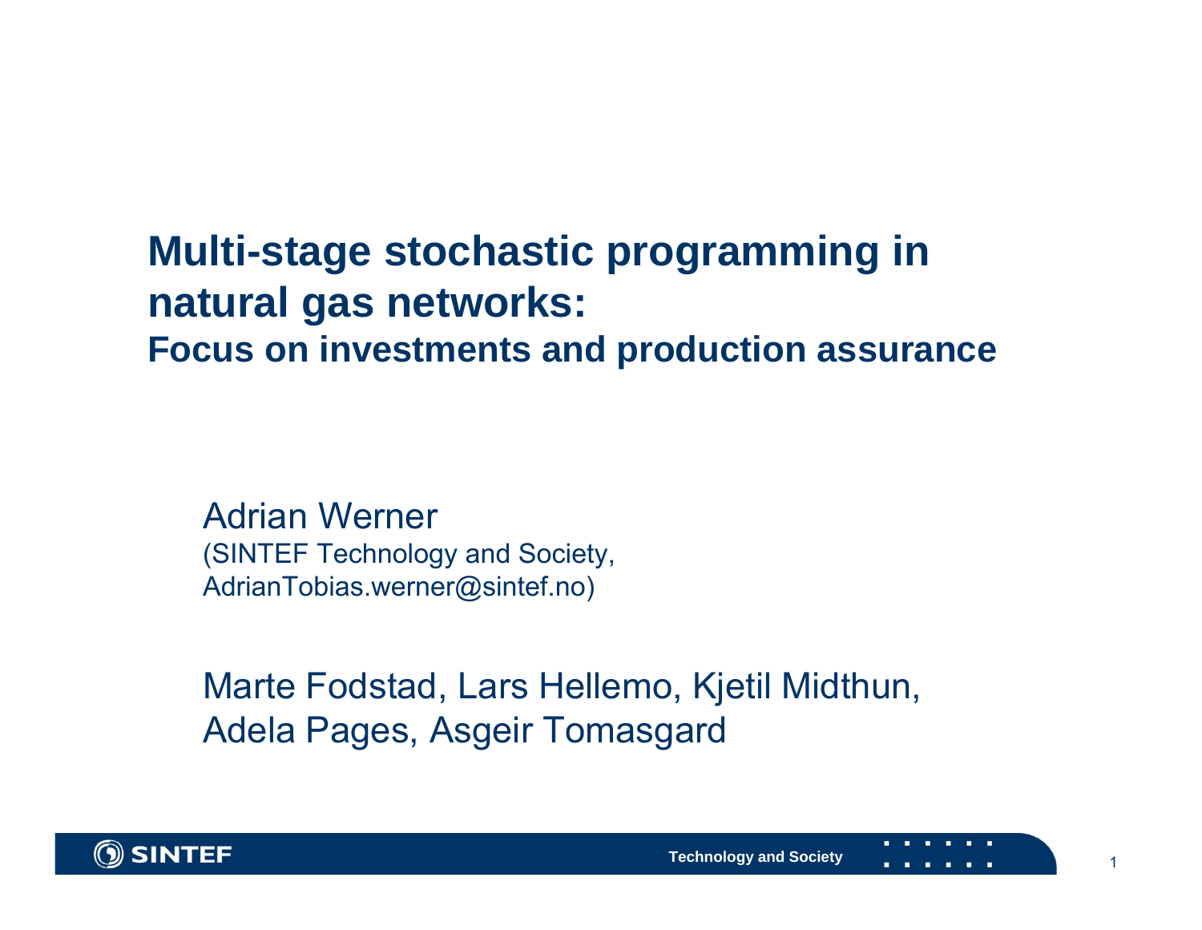# Multi-stage stochastic programming in natural gas networks:

## Focus on investments and production assurance

Adrian Werner
(SINTEF Technology and Society,
AdrianTobias.werner@sintef.no)

Marte Fodstad, Lars Hellemo, Kjetil Midthun,
Adela Pages, Asgeir Tomasgard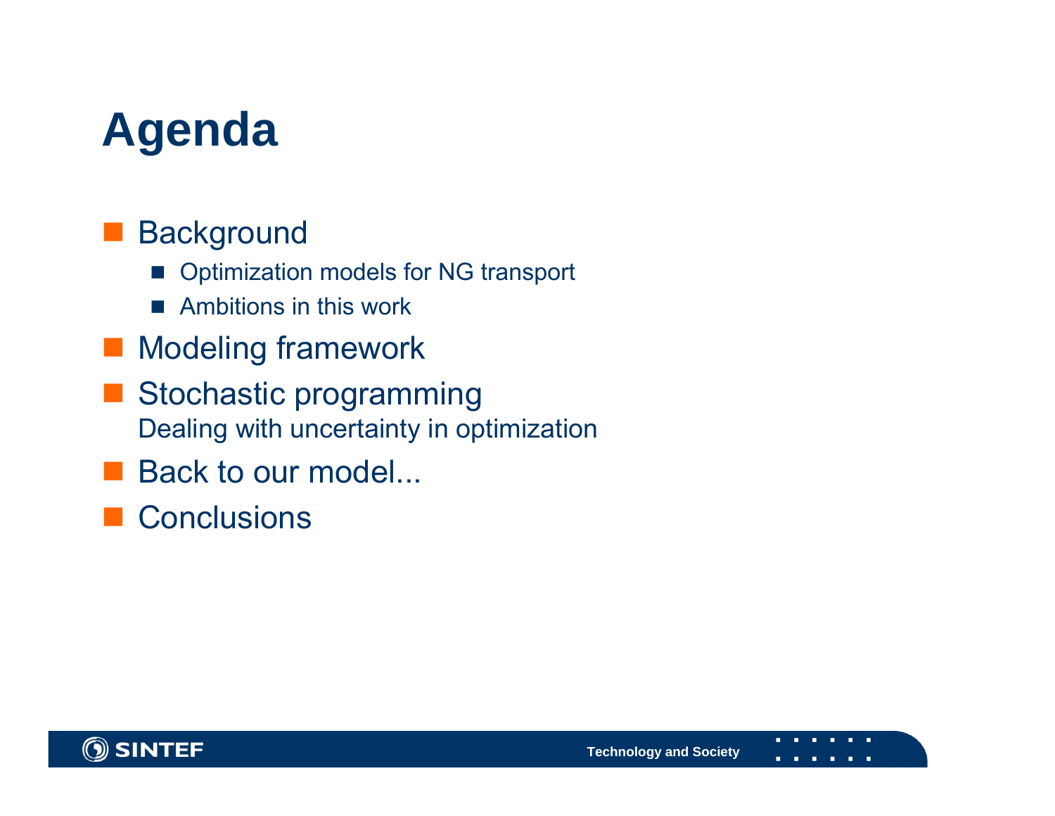# Agenda

- Background
  - Optimization models for NG transport
  - Ambitions in this work
- Modeling framework
- Stochastic programming
  Dealing with uncertainty in optimization
- Back to our model...
- Conclusions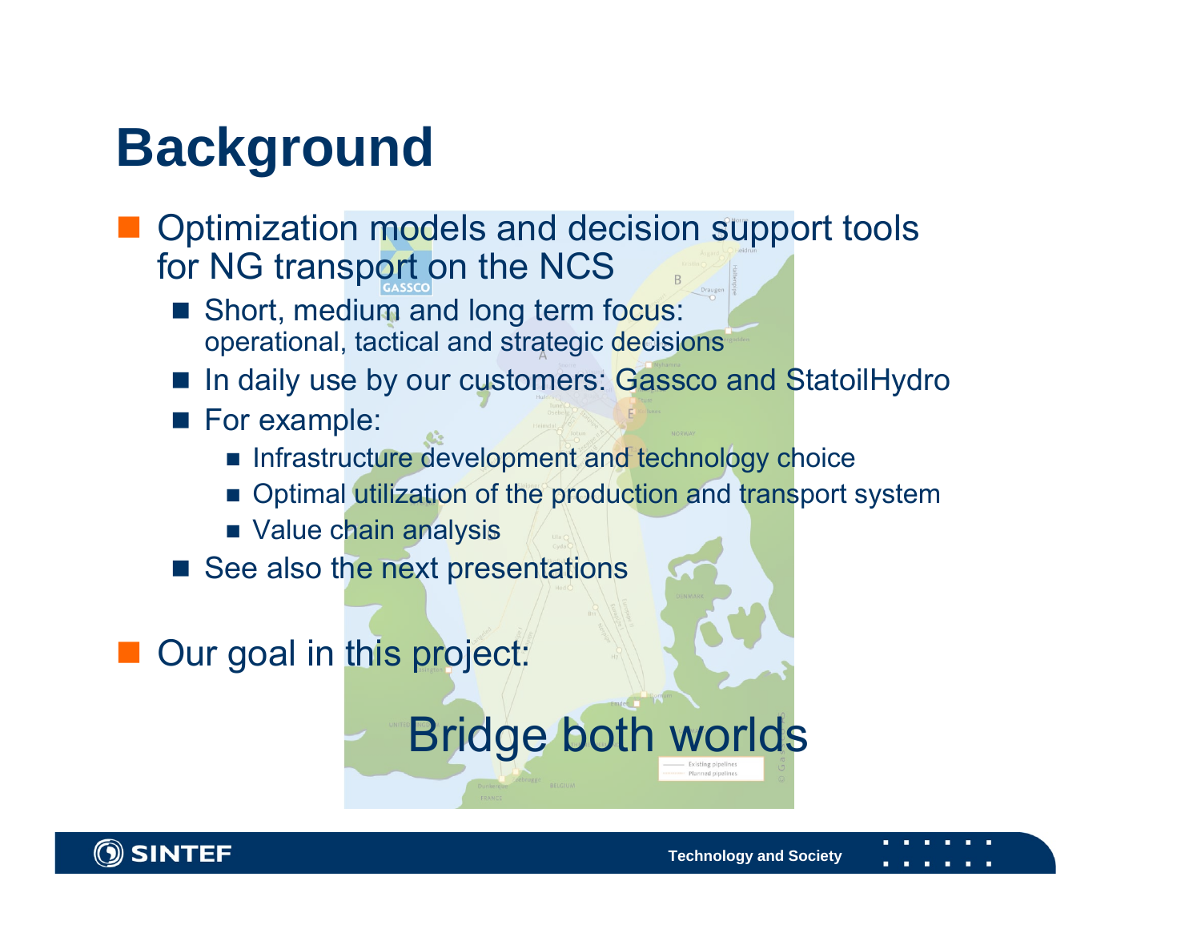# Background

- Optimization models and decision support tools for NG transport on the NCS
  - Short, medium and long term focus: operational, tactical and strategic decisions
  - In daily use by our customers: Gassco and StatoilHydro
  - For example:
    - Infrastructure development and technology choice
    - Optimal utilization of the production and transport system
    - Value chain analysis
  - See also the next presentations

- Our goal in this project:

Bridge both worlds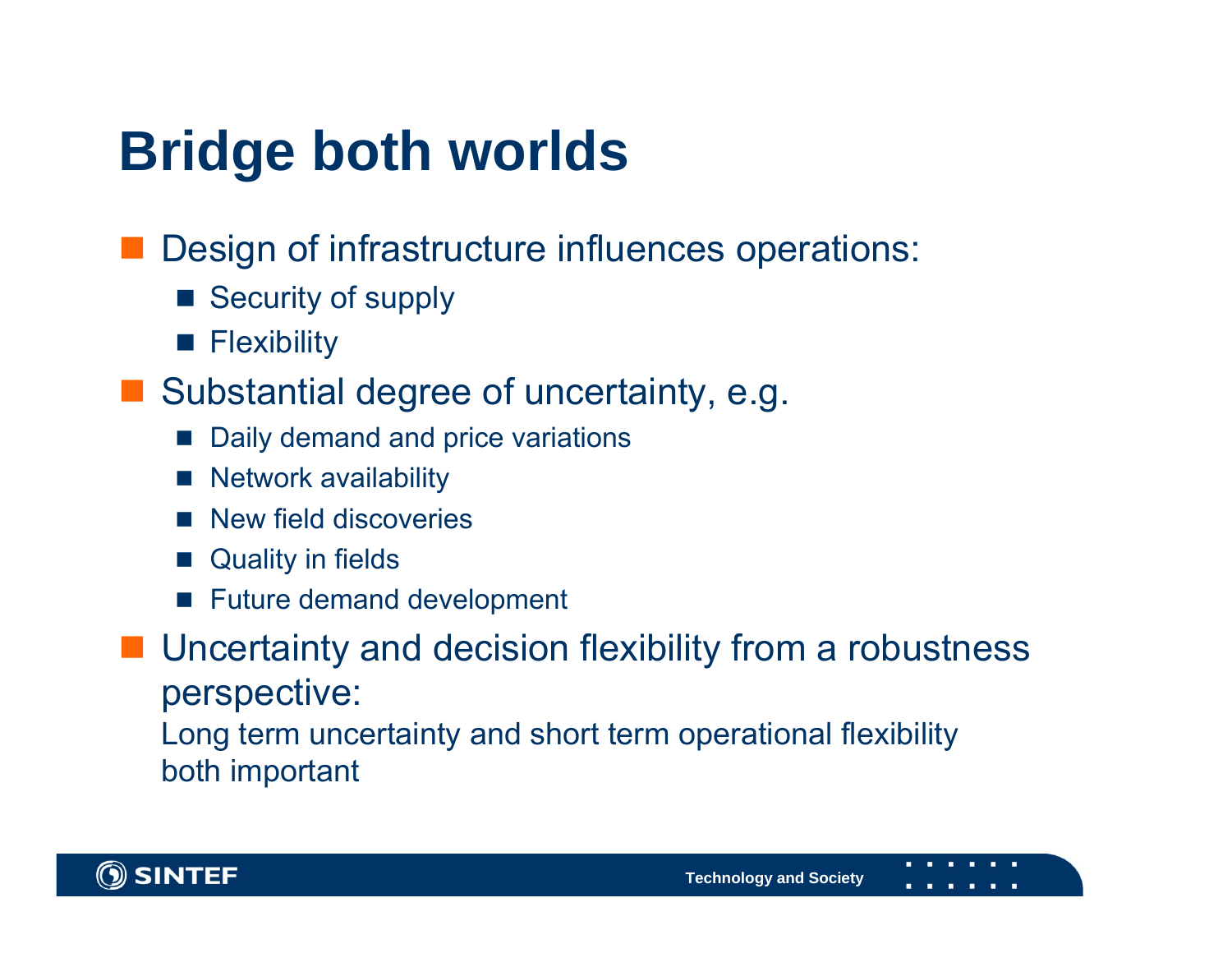# Bridge both worlds

- Design of infrastructure influences operations:
  - Security of supply
  - Flexibility
- Substantial degree of uncertainty, e.g.
  - Daily demand and price variations
  - Network availability
  - New field discoveries
  - Quality in fields
  - Future demand development
- Uncertainty and decision flexibility from a robustness perspective:

  Long term uncertainty and short term operational flexibility both important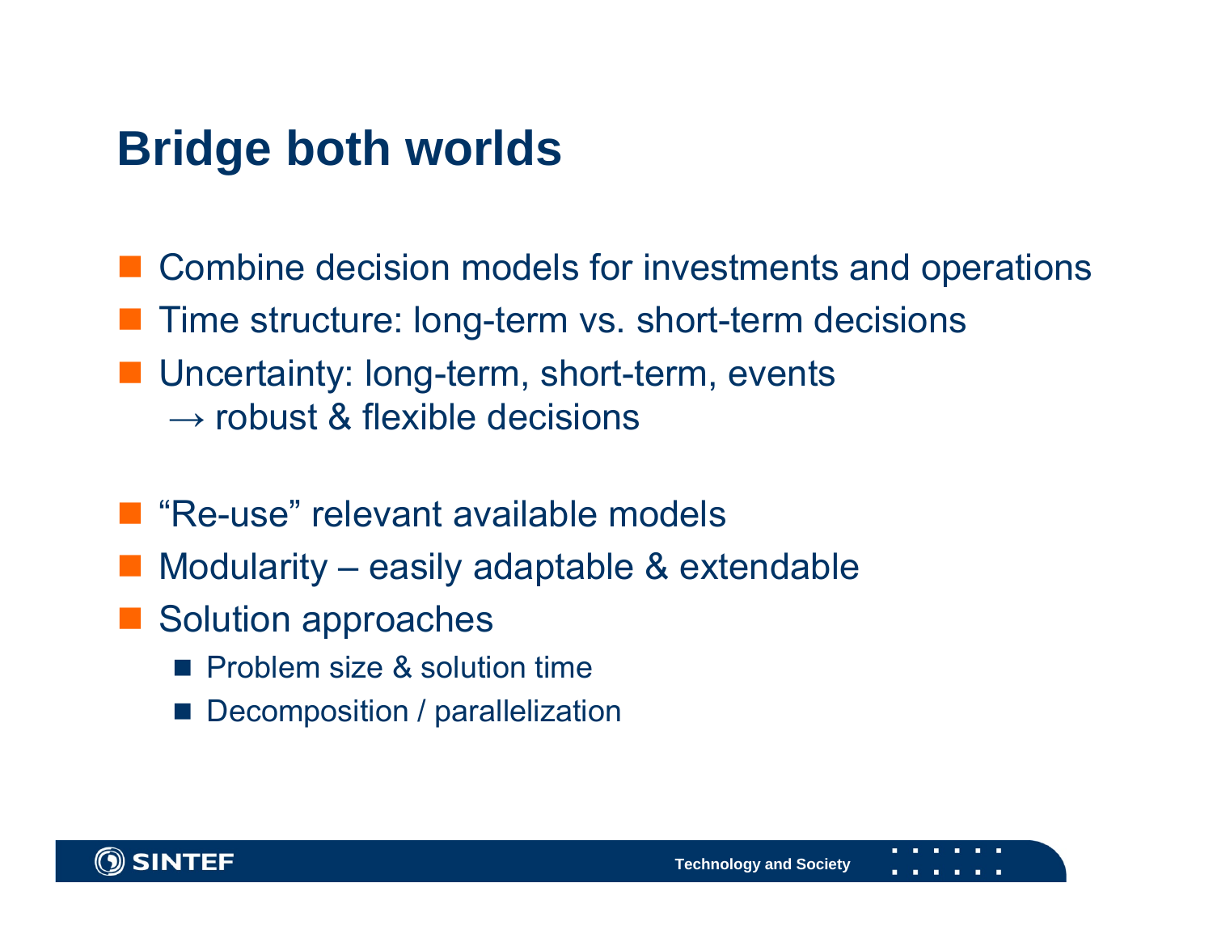# Bridge both worlds

- Combine decision models for investments and operations
- Time structure: long-term vs. short-term decisions
- Uncertainty: long-term, short-term, events
  → robust & flexible decisions

- "Re-use" relevant available models
- Modularity – easily adaptable & extendable
- Solution approaches
  - Problem size & solution time
  - Decomposition / parallelization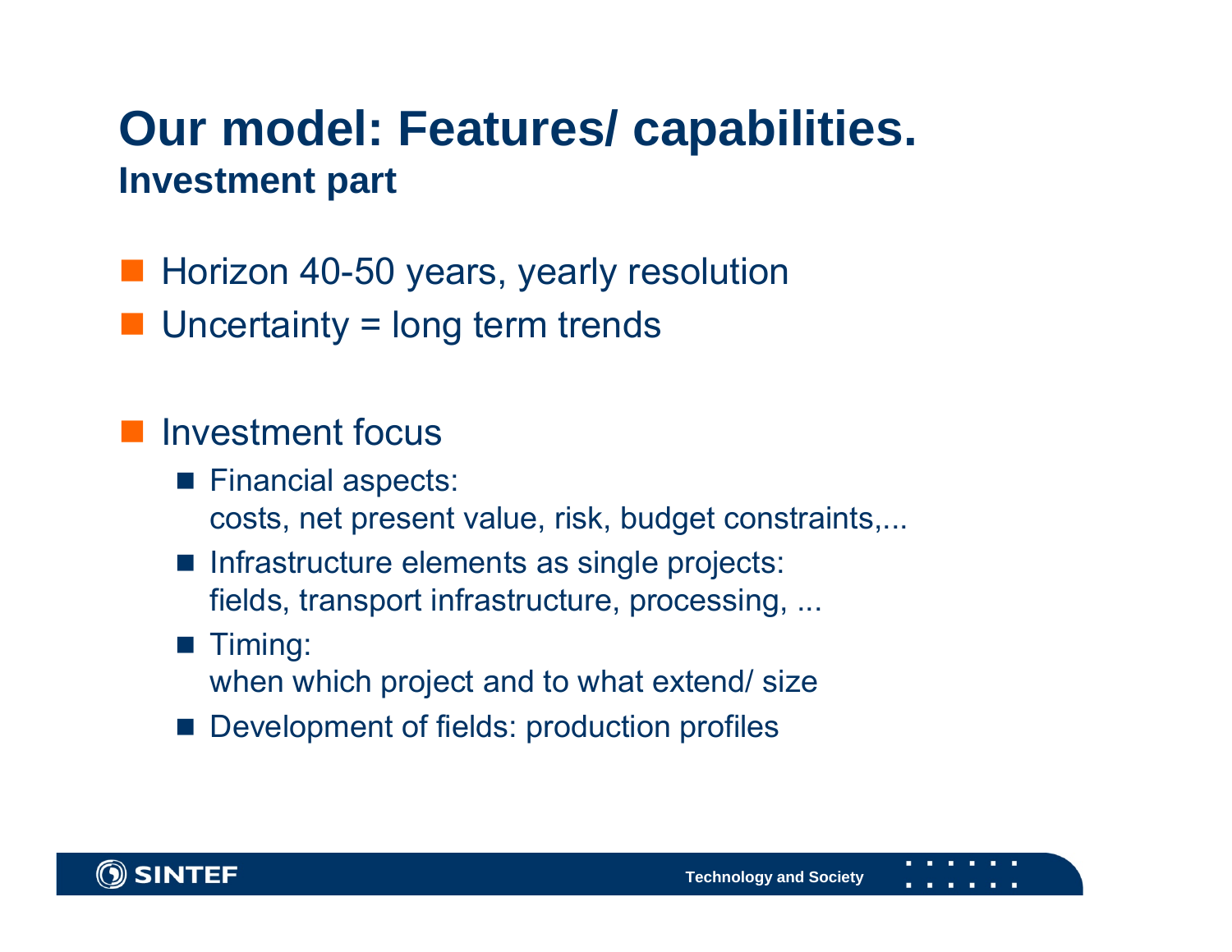# Our model: Features/ capabilities.

## Investment part

- Horizon 40-50 years, yearly resolution
- Uncertainty = long term trends

- Investment focus
  - Financial aspects:
    costs, net present value, risk, budget constraints,...
  - Infrastructure elements as single projects:
    fields, transport infrastructure, processing, ...
  - Timing:
    when which project and to what extend/ size
  - Development of fields: production profiles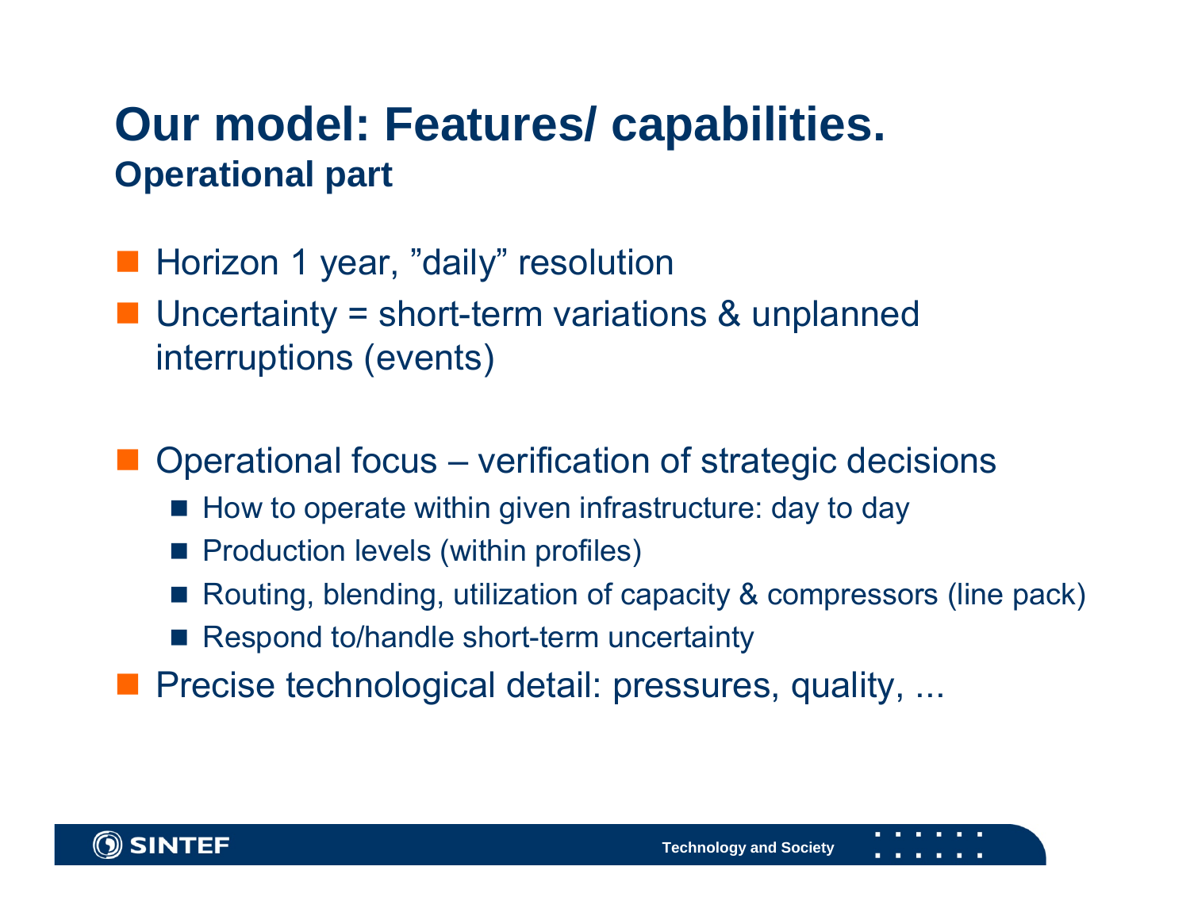# Our model: Features/ capabilities.

## Operational part

- Horizon 1 year, ”daily” resolution
- Uncertainty = short-term variations & unplanned interruptions (events)

- Operational focus – verification of strategic decisions
  - How to operate within given infrastructure: day to day
  - Production levels (within profiles)
  - Routing, blending, utilization of capacity & compressors (line pack)
  - Respond to/handle short-term uncertainty
- Precise technological detail: pressures, quality, ...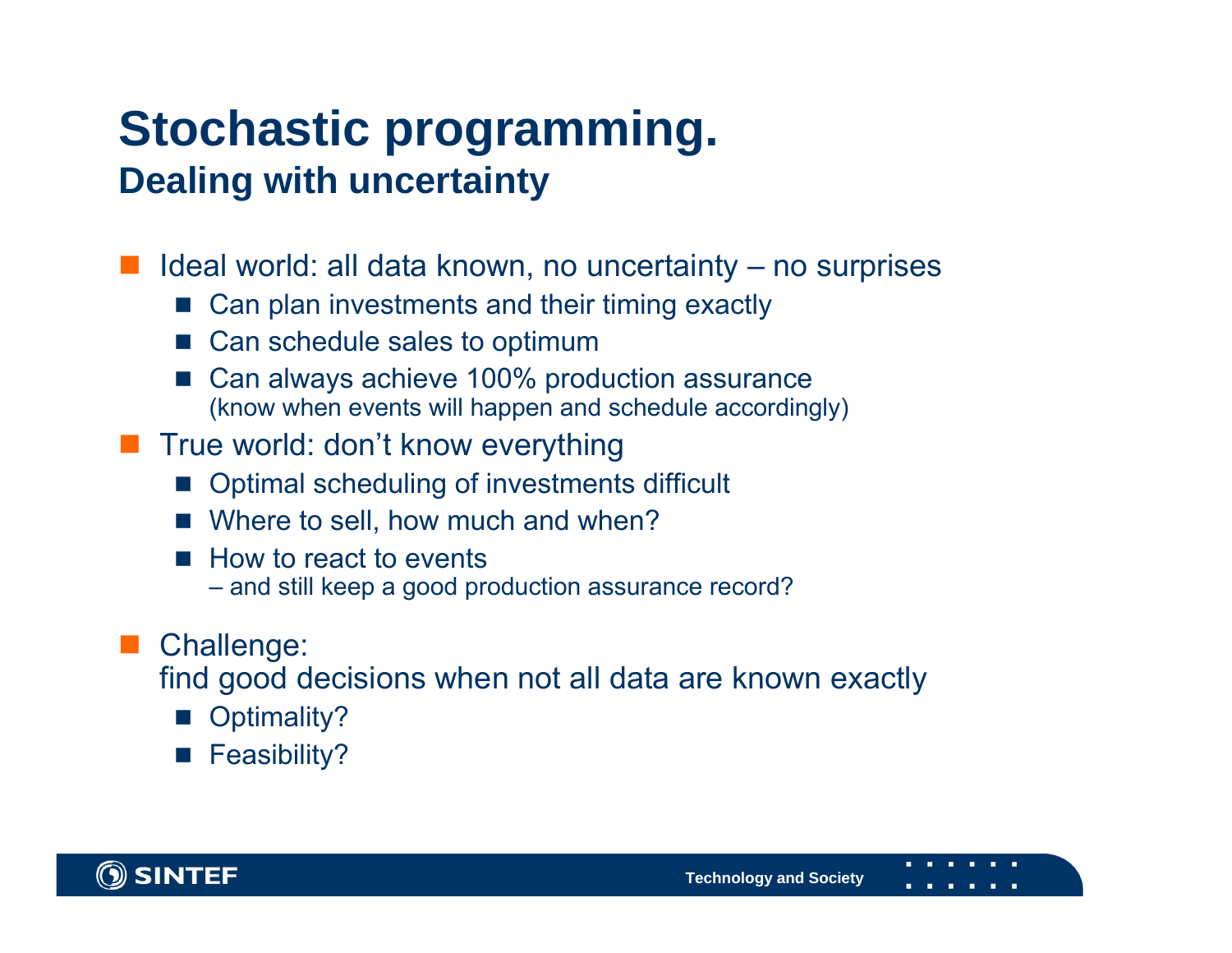# Stochastic programming.
## Dealing with uncertainty

- Ideal world: all data known, no uncertainty – no surprises
  - Can plan investments and their timing exactly
  - Can schedule sales to optimum
  - Can always achieve 100% production assurance
    (know when events will happen and schedule accordingly)
- True world: don't know everything
  - Optimal scheduling of investments difficult
  - Where to sell, how much and when?
  - How to react to events
    – and still keep a good production assurance record?
- Challenge:
  find good decisions when not all data are known exactly
  - Optimality?
  - Feasibility?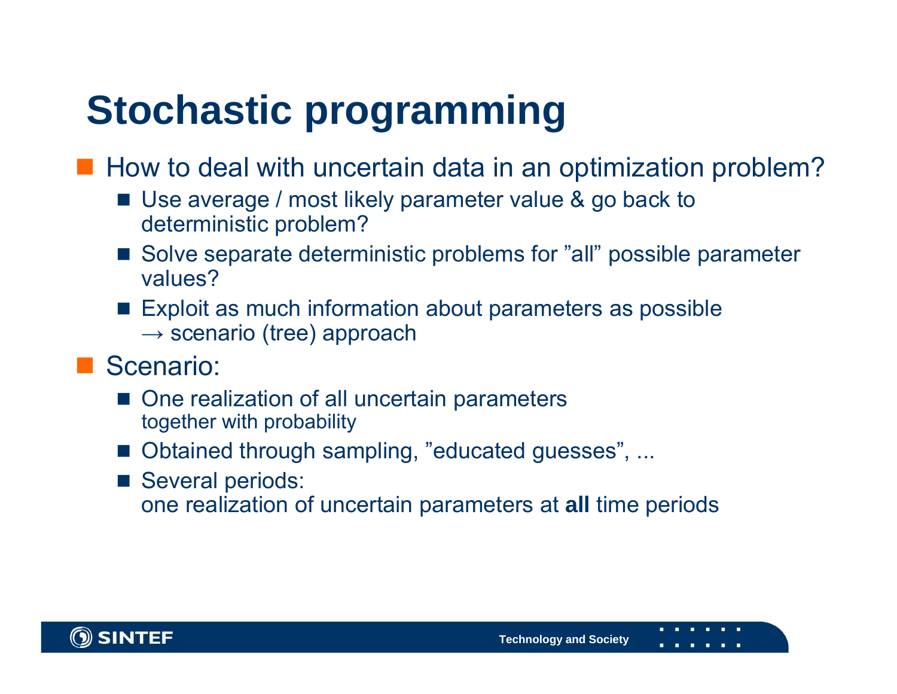# Stochastic programming

- How to deal with uncertain data in an optimization problem?
  - Use average / most likely parameter value & go back to deterministic problem?
  - Solve separate deterministic problems for ”all” possible parameter values?
  - Exploit as much information about parameters as possible
    → scenario (tree) approach
- Scenario:
  - One realization of all uncertain parameters
    together with probability
  - Obtained through sampling, ”educated guesses”, ...
  - Several periods:
    one realization of uncertain parameters at **all** time periods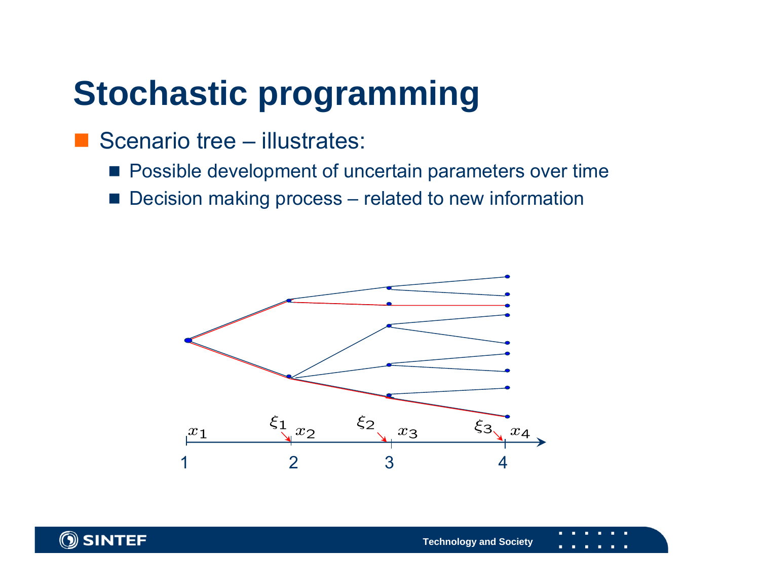# Stochastic programming

- Scenario tree – illustrates:
  - Possible development of uncertain parameters over time
  - Decision making process – related to new information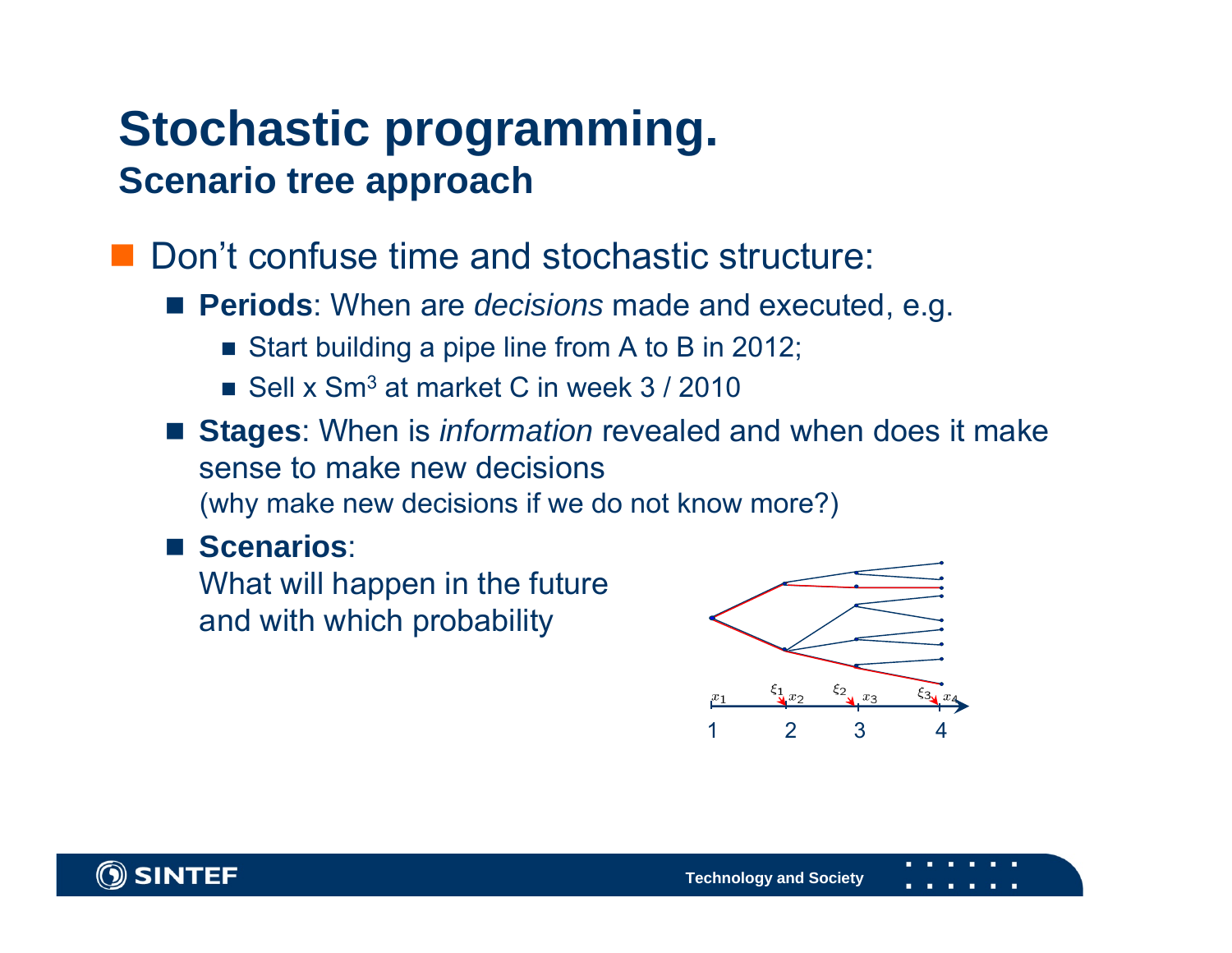# Stochastic programming.

## Scenario tree approach

- Don't confuse time and stochastic structure:
  - **Periods**: When are *decisions* made and executed, e.g.
    - Start building a pipe line from A to B in 2012;
    - Sell x $Sm^3$ at market C in week 3 / 2010
  - **Stages**: When is *information* revealed and when does it make sense to make new decisions
    (why make new decisions if we do not know more?)
  - **Scenarios**:
    What will happen in the future and with which probability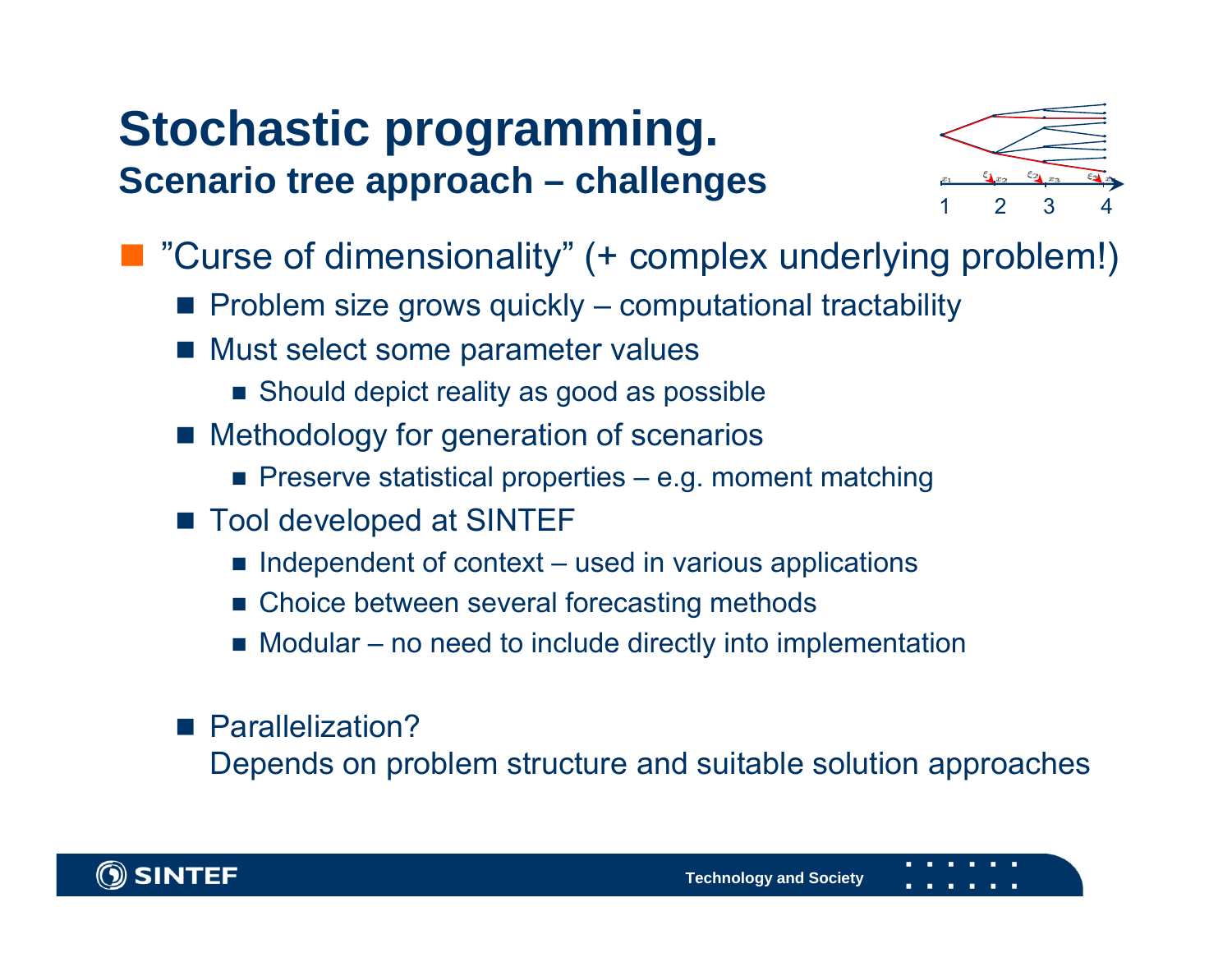# Stochastic programming.

## Scenario tree approach – challenges

- ”Curse of dimensionality” (+ complex underlying problem!)
  - Problem size grows quickly – computational tractability
  - Must select some parameter values
    - Should depict reality as good as possible
  - Methodology for generation of scenarios
    - Preserve statistical properties – e.g. moment matching
  - Tool developed at SINTEF
    - Independent of context – used in various applications
    - Choice between several forecasting methods
    - Modular – no need to include directly into implementation
  - Parallelization?
    Depends on problem structure and suitable solution approaches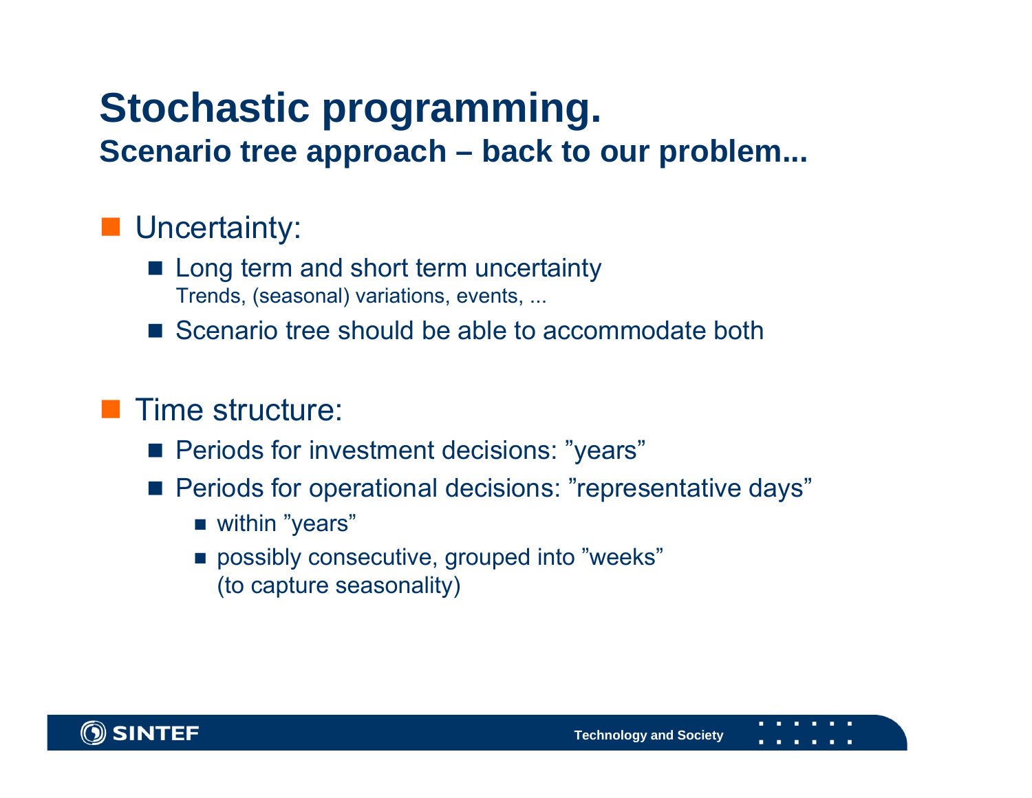# Stochastic programming.

## Scenario tree approach – back to our problem...

- Uncertainty:
  - Long term and short term uncertainty
    Trends, (seasonal) variations, events, ...
  - Scenario tree should be able to accommodate both

- Time structure:
  - Periods for investment decisions: ”years”
  - Periods for operational decisions: ”representative days”
    - within ”years”
    - possibly consecutive, grouped into ”weeks”
      (to capture seasonality)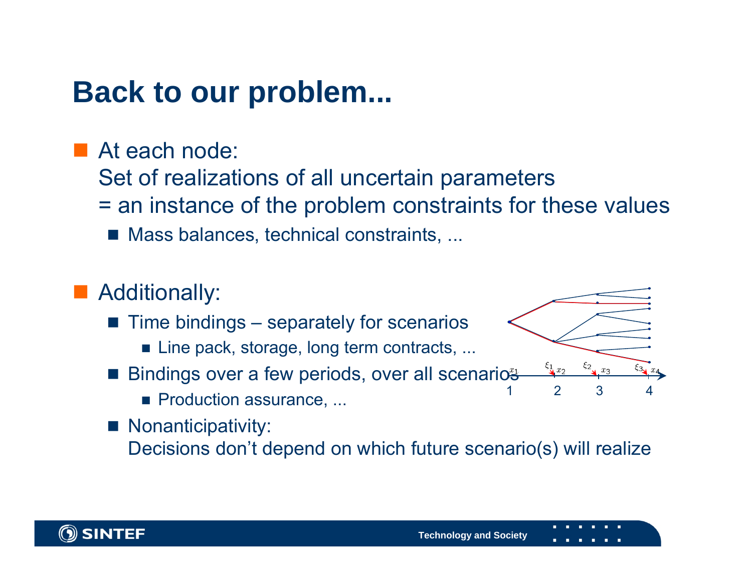# Back to our problem...

- At each node:
  Set of realizations of all uncertain parameters
  = an instance of the problem constraints for these values
  - Mass balances, technical constraints, ...

- Additionally:
  - Time bindings – separately for scenarios
    - Line pack, storage, long term contracts, ...
  - Bindings over a few periods, over all scenarios
    - Production assurance, ...
  - Nonanticipativity:
    Decisions don't depend on which future scenario(s) will realize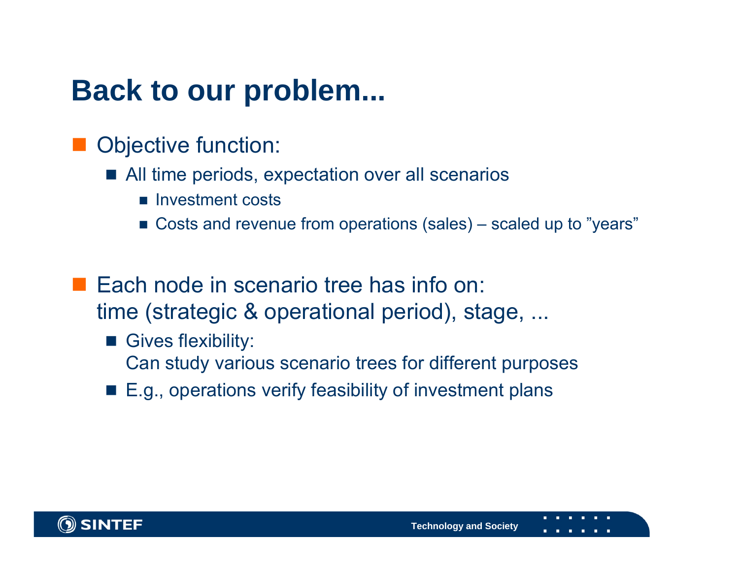# Back to our problem...

- Objective function:
  - All time periods, expectation over all scenarios
    - Investment costs
    - Costs and revenue from operations (sales) – scaled up to ”years”

- Each node in scenario tree has info on:
  time (strategic & operational period), stage, ...
  - Gives flexibility:
    Can study various scenario trees for different purposes
  - E.g., operations verify feasibility of investment plans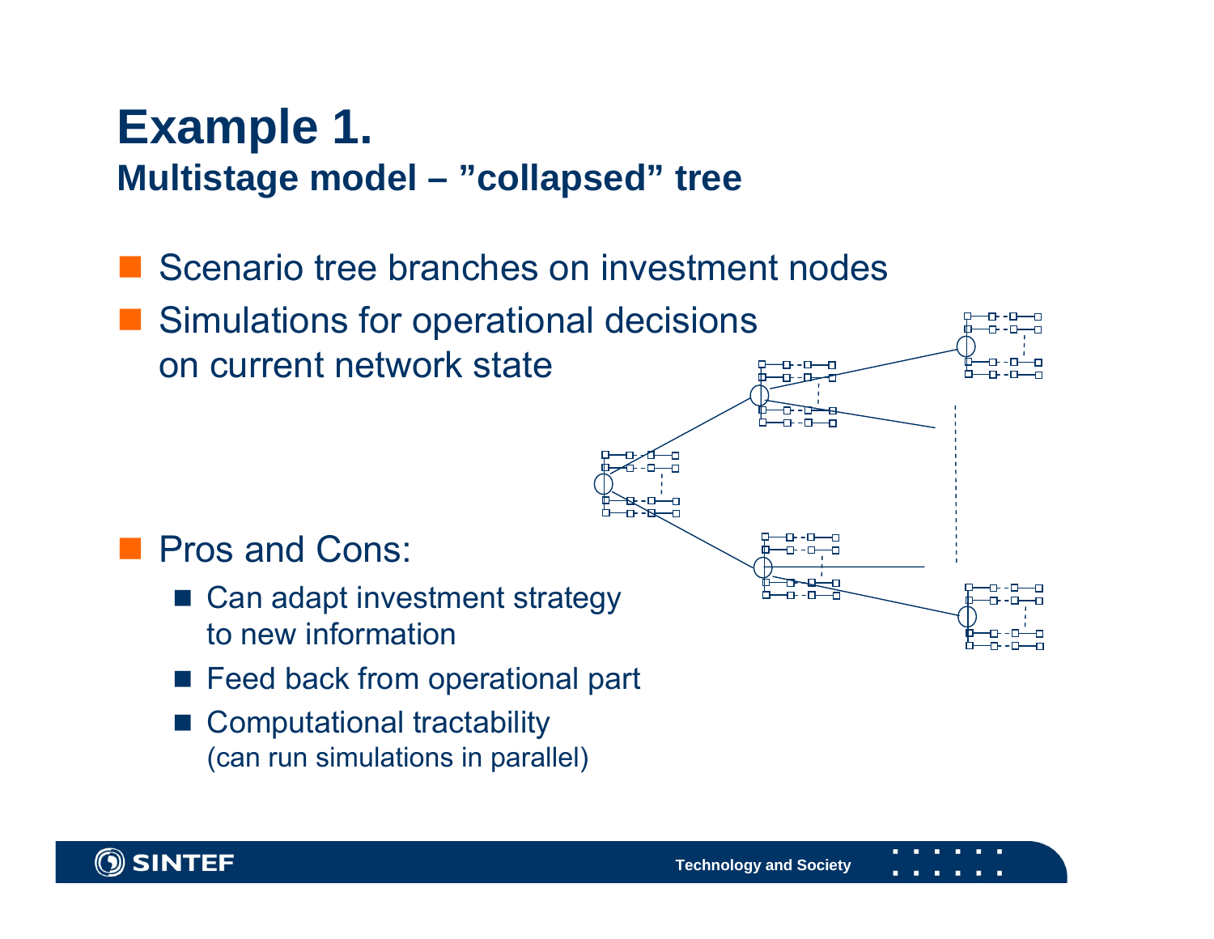# Example 1.

## Multistage model – ”collapsed” tree

- Scenario tree branches on investment nodes
- Simulations for operational decisions on current network state
- Pros and Cons:
  - Can adapt investment strategy to new information
  - Feed back from operational part
  - Computational tractability (can run simulations in parallel)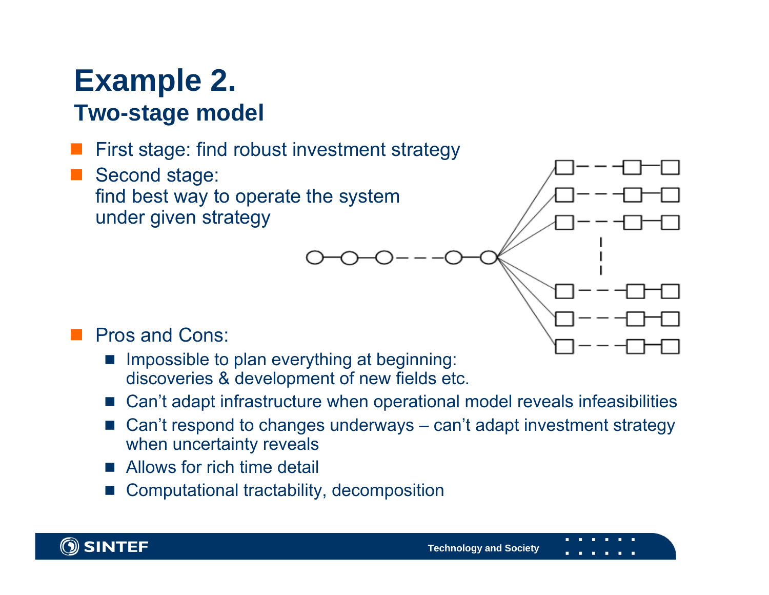# Example 2.

## Two-stage model

- First stage: find robust investment strategy
- Second stage:
  find best way to operate the system
  under given strategy
- Pros and Cons:
  - Impossible to plan everything at beginning:
    discoveries & development of new fields etc.
  - Can't adapt infrastructure when operational model reveals infeasibilities
  - Can't respond to changes underways – can't adapt investment strategy when uncertainty reveals
  - Allows for rich time detail
  - Computational tractability, decomposition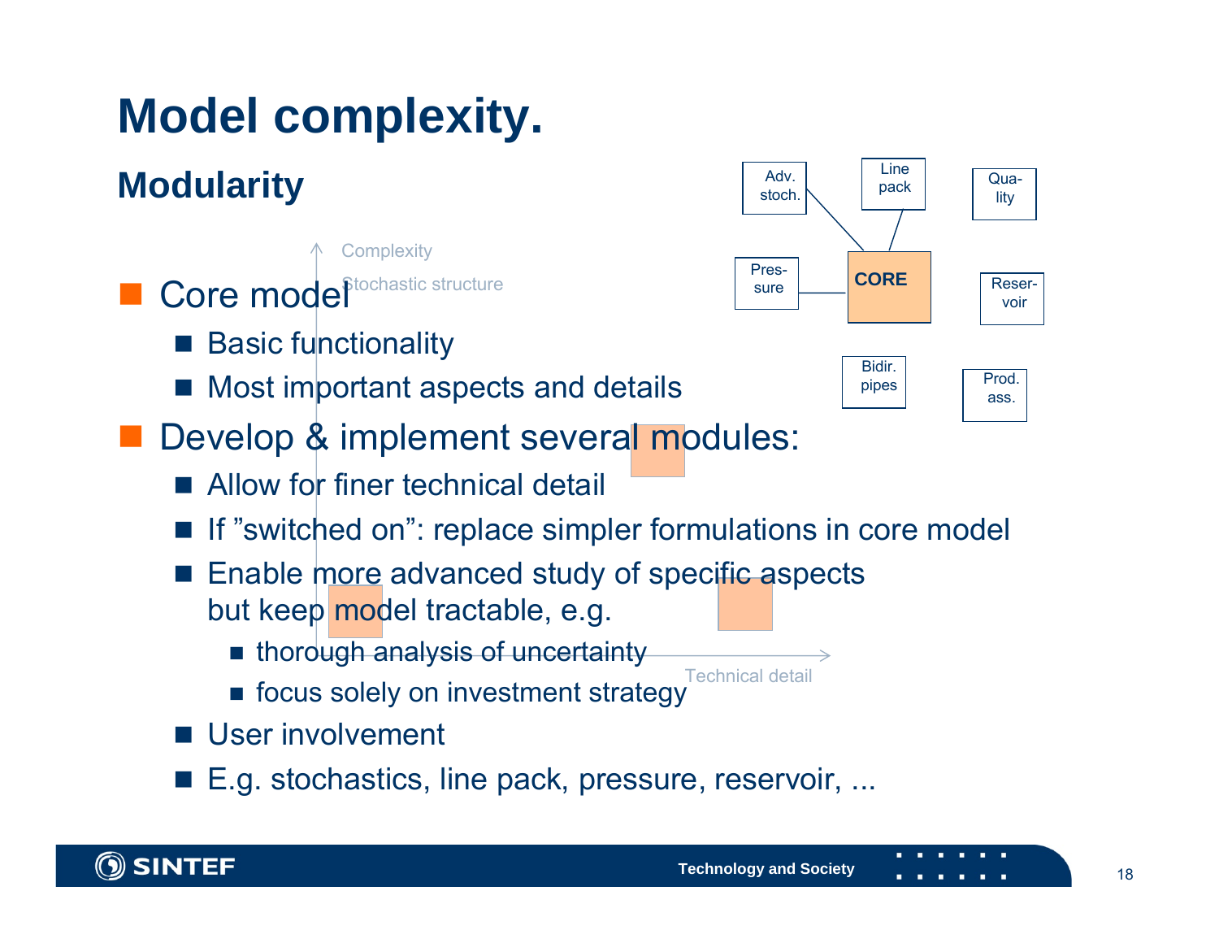# Model complexity.

## Modularity

- Core model
  - Basic functionality
  - Most important aspects and details
- Develop & implement several modules:
  - Allow for finer technical detail
  - If "switched on": replace simpler formulations in core model
  - Enable more advanced study of specific aspects but keep model tractable, e.g.
    - thorough analysis of uncertainty
    - focus solely on investment strategy
  - User involvement
  - E.g. stochastics, line pack, pressure, reservoir, ...

Complexity

Stochastic structure

Technical detail

Adv. stoch. | Line pack | Qua-lity | Pres-sure | CORE | Reser-voir | Bidir. pipes | Prod. ass.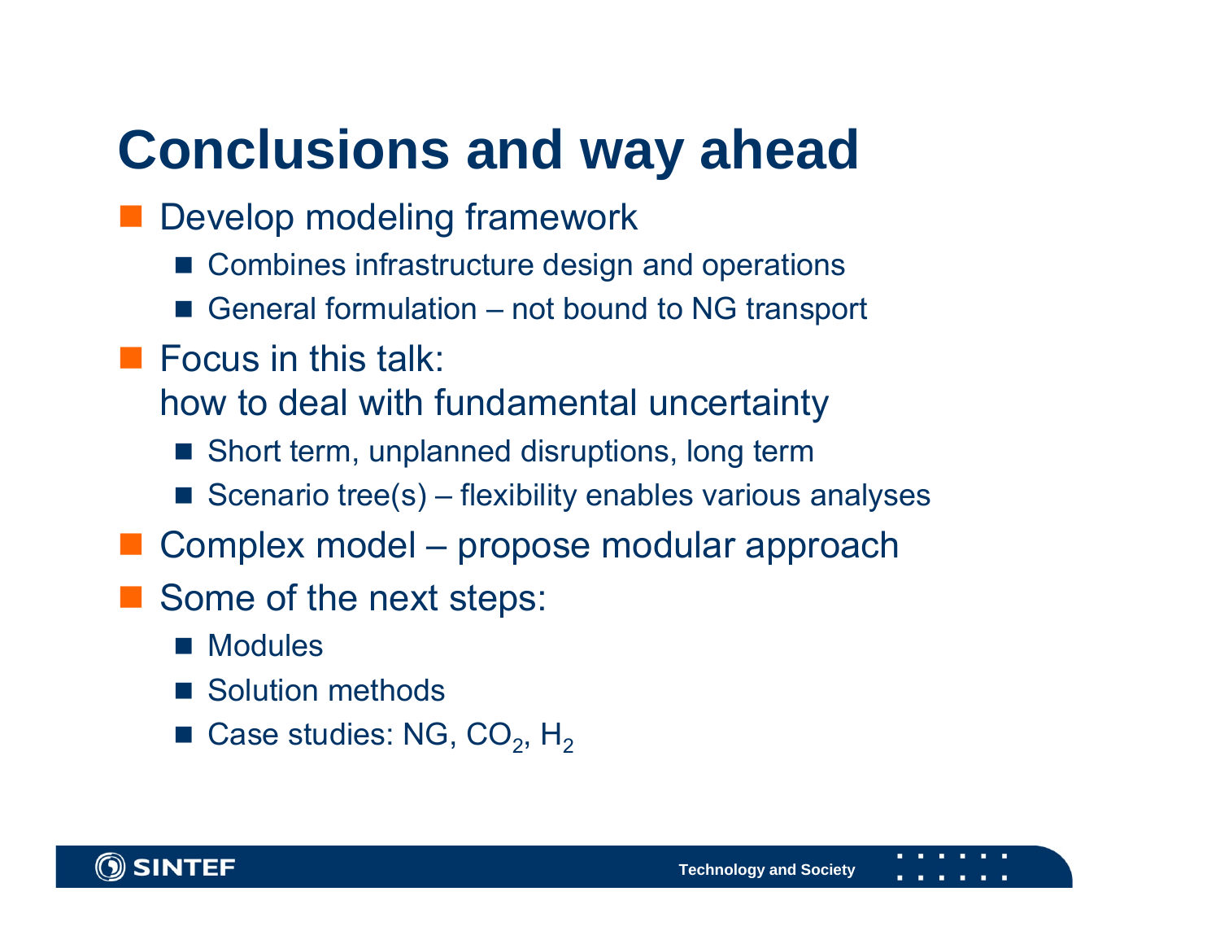# Conclusions and way ahead

- Develop modeling framework
  - Combines infrastructure design and operations
  - General formulation – not bound to NG transport
- Focus in this talk:
  how to deal with fundamental uncertainty
  - Short term, unplanned disruptions, long term
  - Scenario tree(s) – flexibility enables various analyses
- Complex model – propose modular approach
- Some of the next steps:
  - Modules
  - Solution methods
  - Case studies: NG, $CO_2$, $H_2$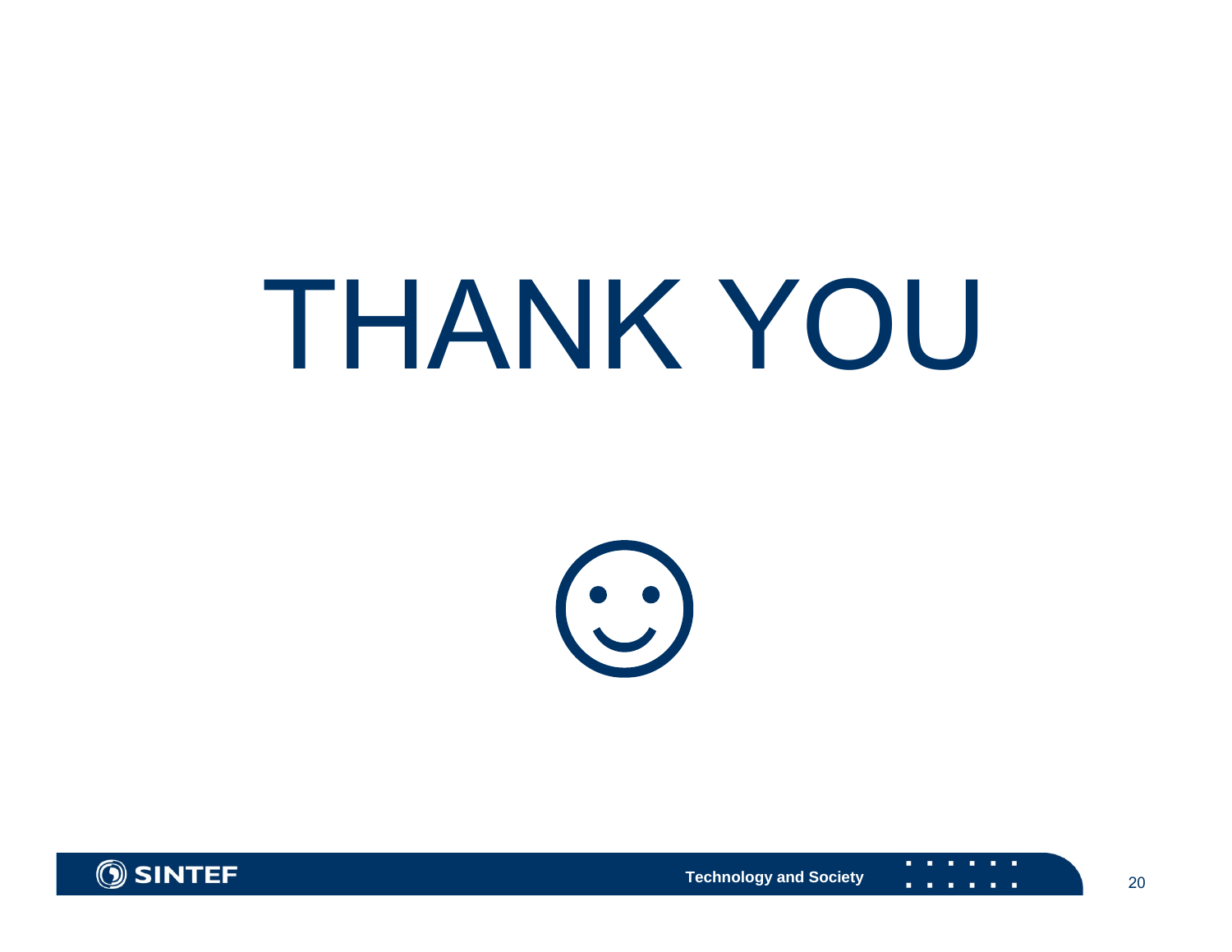# THANK YOU

☺